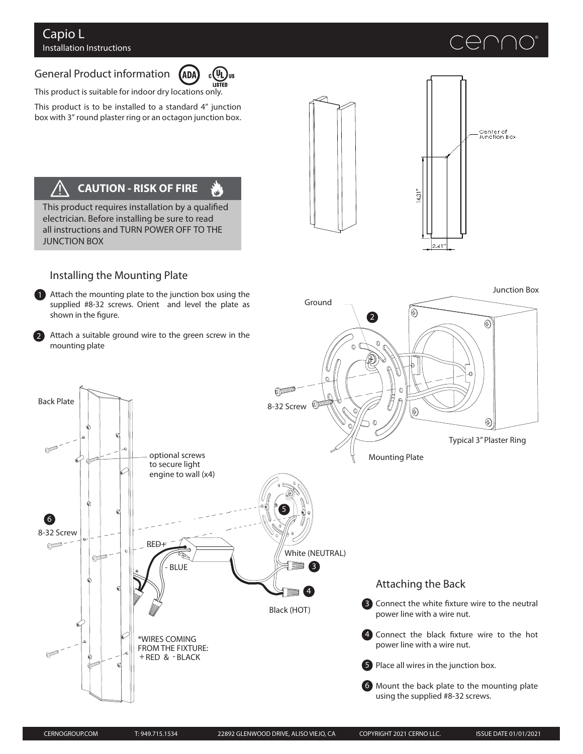# Capio L

Installation Instructions

## General Product information

This product is suitable for indoor dry locations only.

This product is to be installed to a standard 4" junction box with 3" round plaster ring or an octagon junction box.

### ⚠ CAUTION - RISK OF FIRE

This product requires installation by a qualified electrician. Before installing be sure to read all instructions and TURN POWER OFF TO THE JUNCTION BOX

## Installing the Mounting Plate

1. Attach the mounting plate to the junction box using the supplied #8-32 screws. Orient and level the plate as shown in the figure.
2. Attach a suitable ground wire to the green screw in the mounting plate

## Attaching the Back

3. Connect the white fixture wire to the neutral power line with a wire nut.
4. Connect the black fixture wire to the hot power line with a wire nut.
5. Place all wires in the junction box.
6. Mount the back plate to the mounting plate using the supplied #8-32 screws.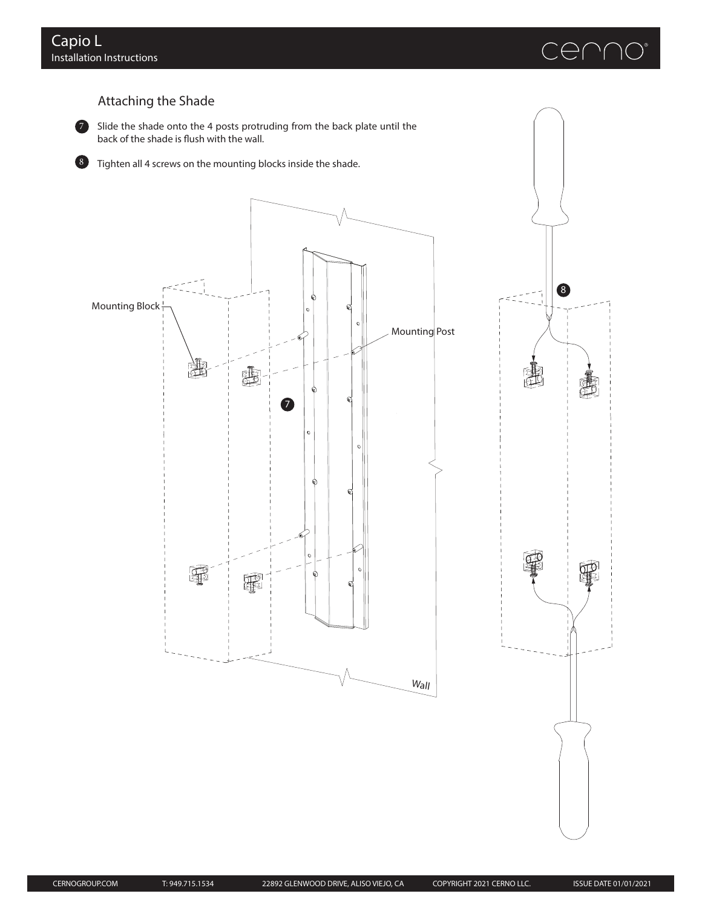## Attaching the Shade

7. Slide the shade onto the 4 posts protruding from the back plate until the back of the shade is flush with the wall.

8. Tighten all 4 screws on the mounting blocks inside the shade.

Mounting Block

Mounting Post

Wall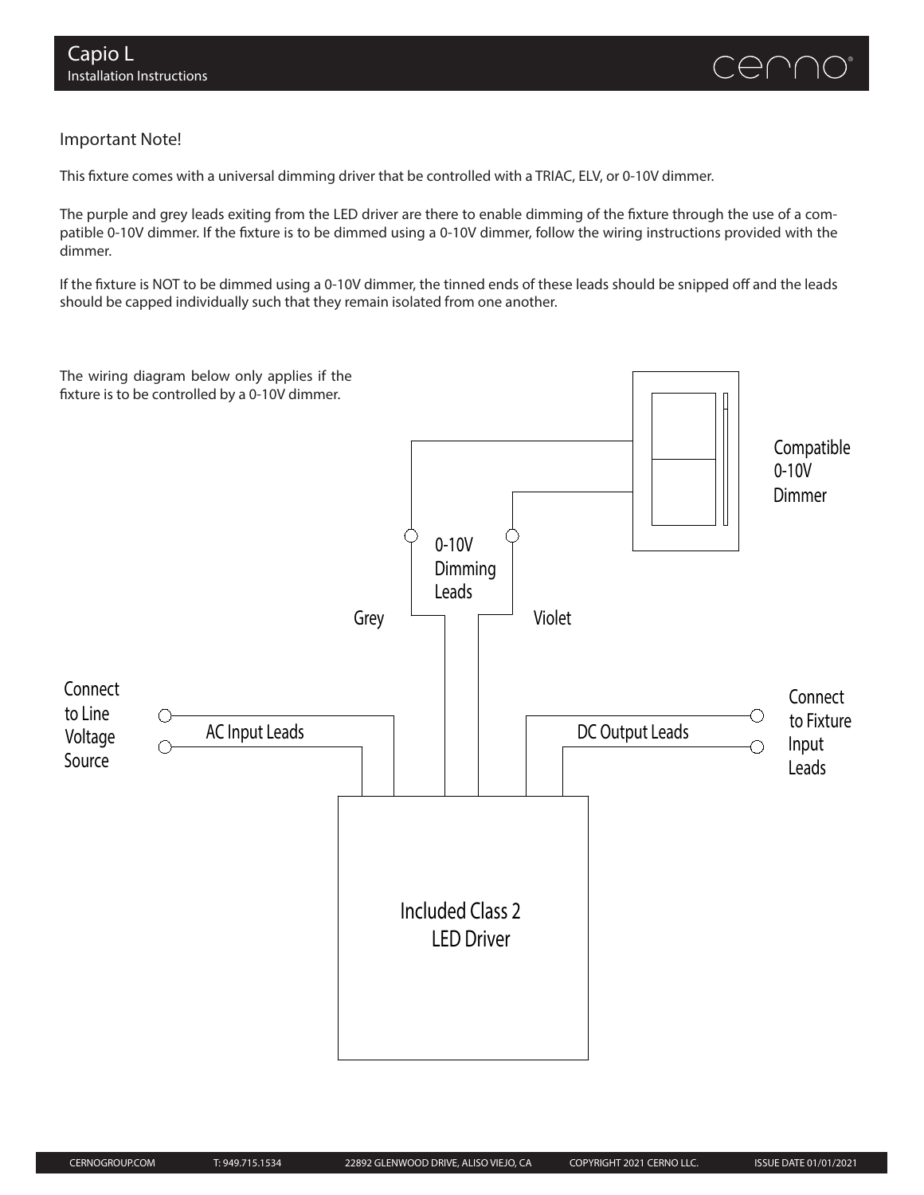## Important Note!

This fixture comes with a universal dimming driver that be controlled with a TRIAC, ELV, or 0-10V dimmer.

The purple and grey leads exiting from the LED driver are there to enable dimming of the fixture through the use of a compatible 0-10V dimmer. If the fixture is to be dimmed using a 0-10V dimmer, follow the wiring instructions provided with the dimmer.

If the fixture is NOT to be dimmed using a 0-10V dimmer, the tinned ends of these leads should be snipped off and the leads should be capped individually such that they remain isolated from one another.

The wiring diagram below only applies if the fixture is to be controlled by a 0-10V dimmer.

Compatible 0-10V Dimmer

0-10V Dimming Leads

Grey

Violet

Connect to Line Voltage Source

AC Input Leads

DC Output Leads

Connect to Fixture Input Leads

Included Class 2 LED Driver